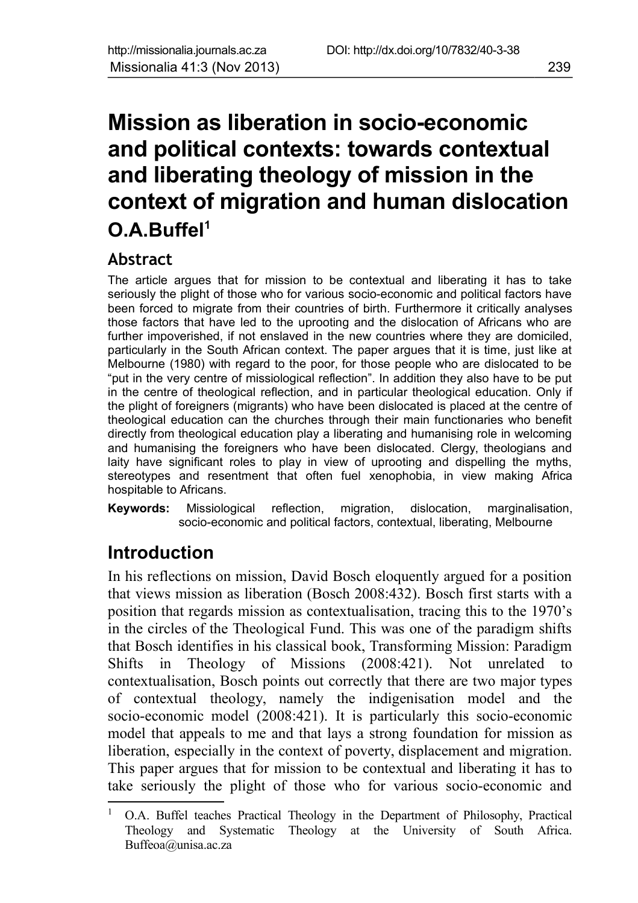# Mission as liberation in socio-economic and political contexts: towards contextual and liberating theology of mission in the context of migration and human dislocation

**O.A.Buffel**[1]

## Abstract

The article argues that for mission to be contextual and liberating it has to take seriously the plight of those who for various socio-economic and political factors have been forced to migrate from their countries of birth. Furthermore it critically analyses those factors that have led to the uprooting and the dislocation of Africans who are further impoverished, if not enslaved in the new countries where they are domiciled, particularly in the South African context. The paper argues that it is time, just like at Melbourne (1980) with regard to the poor, for those people who are dislocated to be "put in the very centre of missiological reflection". In addition they also have to be put in the centre of theological reflection, and in particular theological education. Only if the plight of foreigners (migrants) who have been dislocated is placed at the centre of theological education can the churches through their main functionaries who benefit directly from theological education play a liberating and humanising role in welcoming and humanising the foreigners who have been dislocated. Clergy, theologians and laity have significant roles to play in view of uprooting and dispelling the myths, stereotypes and resentment that often fuel xenophobia, in view making Africa hospitable to Africans.

**Keywords:** Missiological reflection, migration, dislocation, marginalisation, socio-economic and political factors, contextual, liberating, Melbourne

## Introduction

In his reflections on mission, David Bosch eloquently argued for a position that views mission as liberation (Bosch 2008:432). Bosch first starts with a position that regards mission as contextualisation, tracing this to the 1970's in the circles of the Theological Fund. This was one of the paradigm shifts that Bosch identifies in his classical book, Transforming Mission: Paradigm Shifts in Theology of Missions (2008:421). Not unrelated to contextualisation, Bosch points out correctly that there are two major types of contextual theology, namely the indigenisation model and the socio-economic model (2008:421). It is particularly this socio-economic model that appeals to me and that lays a strong foundation for mission as liberation, especially in the context of poverty, displacement and migration. This paper argues that for mission to be contextual and liberating it has to take seriously the plight of those who for various socio-economic and

---

[1] O.A. Buffel teaches Practical Theology in the Department of Philosophy, Practical Theology and Systematic Theology at the University of South Africa. Buffeoa@unisa.ac.za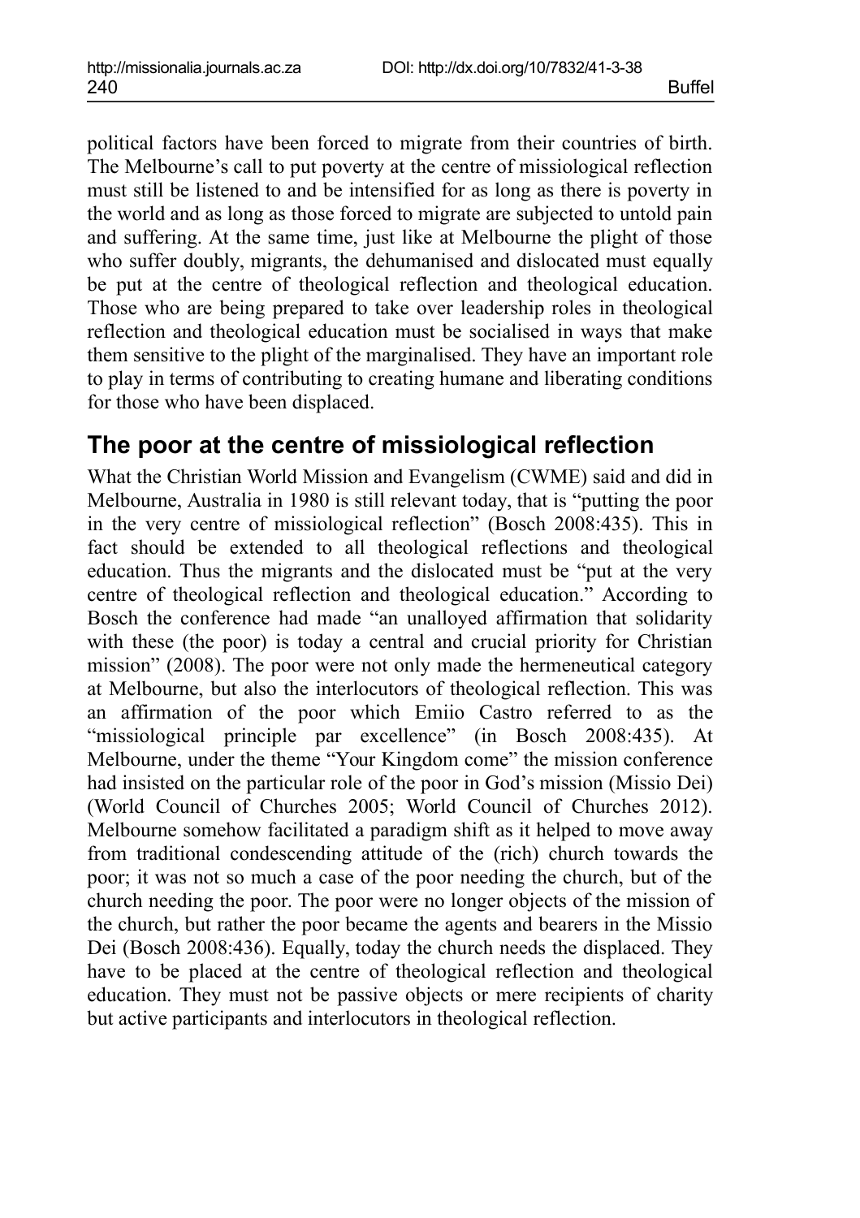political factors have been forced to migrate from their countries of birth. The Melbourne's call to put poverty at the centre of missiological reflection must still be listened to and be intensified for as long as there is poverty in the world and as long as those forced to migrate are subjected to untold pain and suffering. At the same time, just like at Melbourne the plight of those who suffer doubly, migrants, the dehumanised and dislocated must equally be put at the centre of theological reflection and theological education. Those who are being prepared to take over leadership roles in theological reflection and theological education must be socialised in ways that make them sensitive to the plight of the marginalised. They have an important role to play in terms of contributing to creating humane and liberating conditions for those who have been displaced.

## The poor at the centre of missiological reflection

What the Christian World Mission and Evangelism (CWME) said and did in Melbourne, Australia in 1980 is still relevant today, that is "putting the poor in the very centre of missiological reflection" (Bosch 2008:435). This in fact should be extended to all theological reflections and theological education. Thus the migrants and the dislocated must be "put at the very centre of theological reflection and theological education." According to Bosch the conference had made "an unalloyed affirmation that solidarity with these (the poor) is today a central and crucial priority for Christian mission" (2008). The poor were not only made the hermeneutical category at Melbourne, but also the interlocutors of theological reflection. This was an affirmation of the poor which Emiio Castro referred to as the "missiological principle par excellence" (in Bosch 2008:435). At Melbourne, under the theme "Your Kingdom come" the mission conference had insisted on the particular role of the poor in God's mission (Missio Dei) (World Council of Churches 2005; World Council of Churches 2012). Melbourne somehow facilitated a paradigm shift as it helped to move away from traditional condescending attitude of the (rich) church towards the poor; it was not so much a case of the poor needing the church, but of the church needing the poor. The poor were no longer objects of the mission of the church, but rather the poor became the agents and bearers in the Missio Dei (Bosch 2008:436). Equally, today the church needs the displaced. They have to be placed at the centre of theological reflection and theological education. They must not be passive objects or mere recipients of charity but active participants and interlocutors in theological reflection.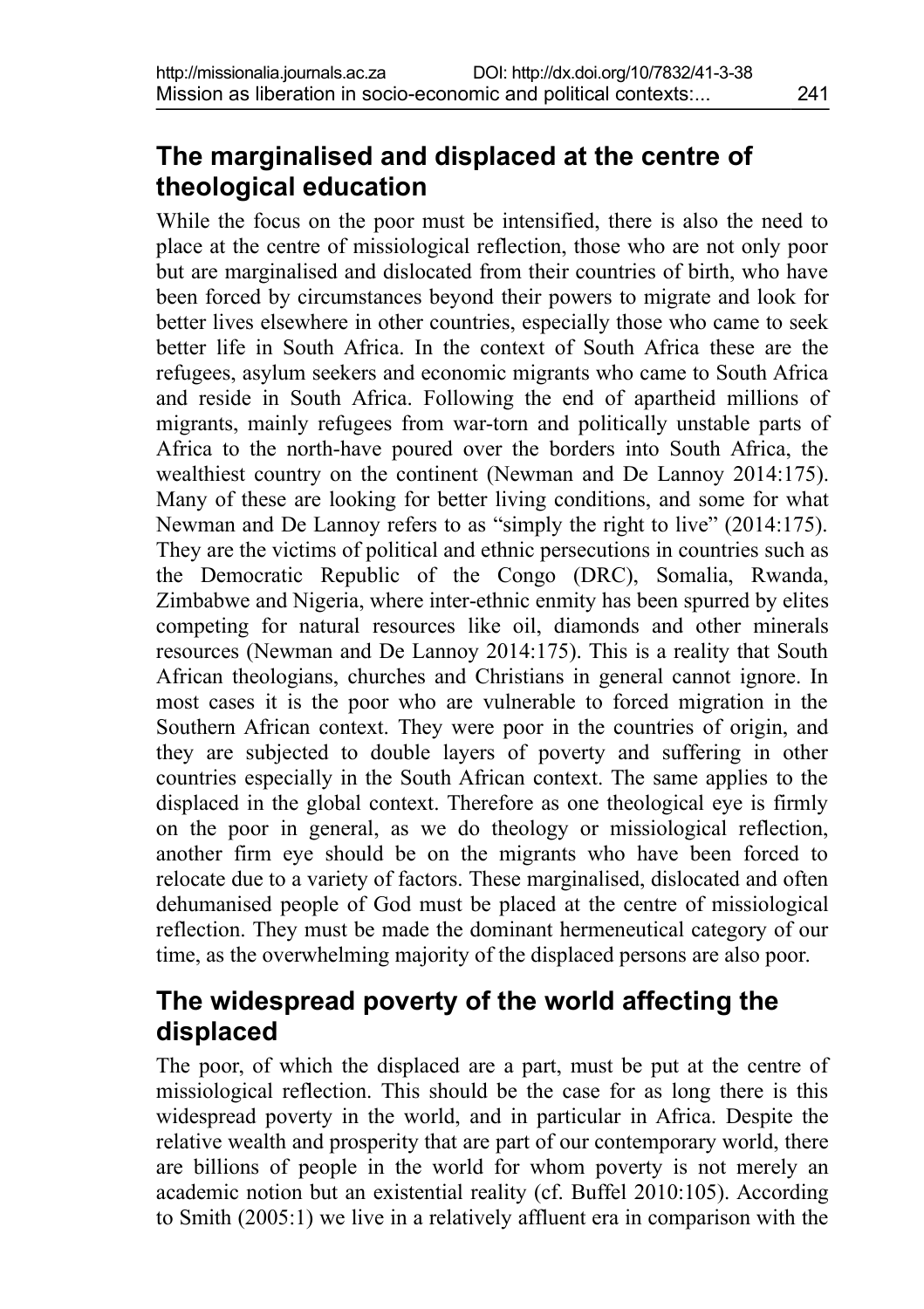## The marginalised and displaced at the centre of theological education

While the focus on the poor must be intensified, there is also the need to place at the centre of missiological reflection, those who are not only poor but are marginalised and dislocated from their countries of birth, who have been forced by circumstances beyond their powers to migrate and look for better lives elsewhere in other countries, especially those who came to seek better life in South Africa. In the context of South Africa these are the refugees, asylum seekers and economic migrants who came to South Africa and reside in South Africa. Following the end of apartheid millions of migrants, mainly refugees from war-torn and politically unstable parts of Africa to the north-have poured over the borders into South Africa, the wealthiest country on the continent (Newman and De Lannoy 2014:175). Many of these are looking for better living conditions, and some for what Newman and De Lannoy refers to as "simply the right to live" (2014:175). They are the victims of political and ethnic persecutions in countries such as the Democratic Republic of the Congo (DRC), Somalia, Rwanda, Zimbabwe and Nigeria, where inter-ethnic enmity has been spurred by elites competing for natural resources like oil, diamonds and other minerals resources (Newman and De Lannoy 2014:175). This is a reality that South African theologians, churches and Christians in general cannot ignore. In most cases it is the poor who are vulnerable to forced migration in the Southern African context. They were poor in the countries of origin, and they are subjected to double layers of poverty and suffering in other countries especially in the South African context. The same applies to the displaced in the global context. Therefore as one theological eye is firmly on the poor in general, as we do theology or missiological reflection, another firm eye should be on the migrants who have been forced to relocate due to a variety of factors. These marginalised, dislocated and often dehumanised people of God must be placed at the centre of missiological reflection. They must be made the dominant hermeneutical category of our time, as the overwhelming majority of the displaced persons are also poor.

## The widespread poverty of the world affecting the displaced

The poor, of which the displaced are a part, must be put at the centre of missiological reflection. This should be the case for as long there is this widespread poverty in the world, and in particular in Africa. Despite the relative wealth and prosperity that are part of our contemporary world, there are billions of people in the world for whom poverty is not merely an academic notion but an existential reality (cf. Buffel 2010:105). According to Smith (2005:1) we live in a relatively affluent era in comparison with the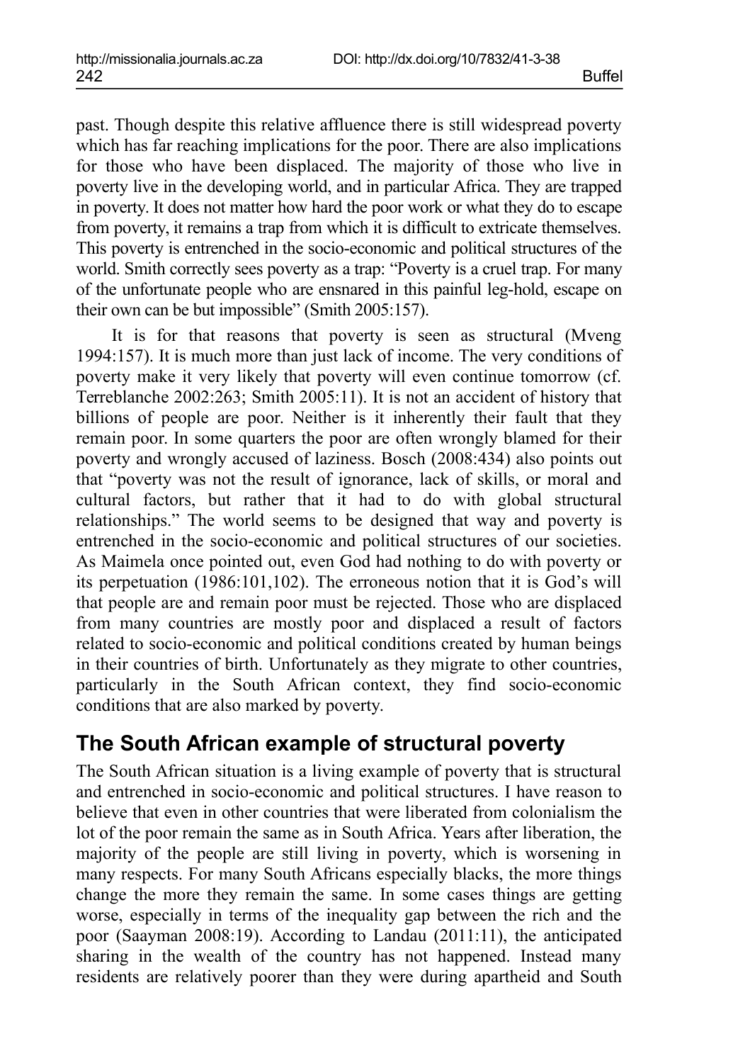past. Though despite this relative affluence there is still widespread poverty which has far reaching implications for the poor. There are also implications for those who have been displaced. The majority of those who live in poverty live in the developing world, and in particular Africa. They are trapped in poverty. It does not matter how hard the poor work or what they do to escape from poverty, it remains a trap from which it is difficult to extricate themselves. This poverty is entrenched in the socio-economic and political structures of the world. Smith correctly sees poverty as a trap: "Poverty is a cruel trap. For many of the unfortunate people who are ensnared in this painful leg-hold, escape on their own can be but impossible" (Smith 2005:157).

It is for that reasons that poverty is seen as structural (Mveng 1994:157). It is much more than just lack of income. The very conditions of poverty make it very likely that poverty will even continue tomorrow (cf. Terreblanche 2002:263; Smith 2005:11). It is not an accident of history that billions of people are poor. Neither is it inherently their fault that they remain poor. In some quarters the poor are often wrongly blamed for their poverty and wrongly accused of laziness. Bosch (2008:434) also points out that "poverty was not the result of ignorance, lack of skills, or moral and cultural factors, but rather that it had to do with global structural relationships." The world seems to be designed that way and poverty is entrenched in the socio-economic and political structures of our societies. As Maimela once pointed out, even God had nothing to do with poverty or its perpetuation (1986:101,102). The erroneous notion that it is God's will that people are and remain poor must be rejected. Those who are displaced from many countries are mostly poor and displaced a result of factors related to socio-economic and political conditions created by human beings in their countries of birth. Unfortunately as they migrate to other countries, particularly in the South African context, they find socio-economic conditions that are also marked by poverty.

## The South African example of structural poverty

The South African situation is a living example of poverty that is structural and entrenched in socio-economic and political structures. I have reason to believe that even in other countries that were liberated from colonialism the lot of the poor remain the same as in South Africa. Years after liberation, the majority of the people are still living in poverty, which is worsening in many respects. For many South Africans especially blacks, the more things change the more they remain the same. In some cases things are getting worse, especially in terms of the inequality gap between the rich and the poor (Saayman 2008:19). According to Landau (2011:11), the anticipated sharing in the wealth of the country has not happened. Instead many residents are relatively poorer than they were during apartheid and South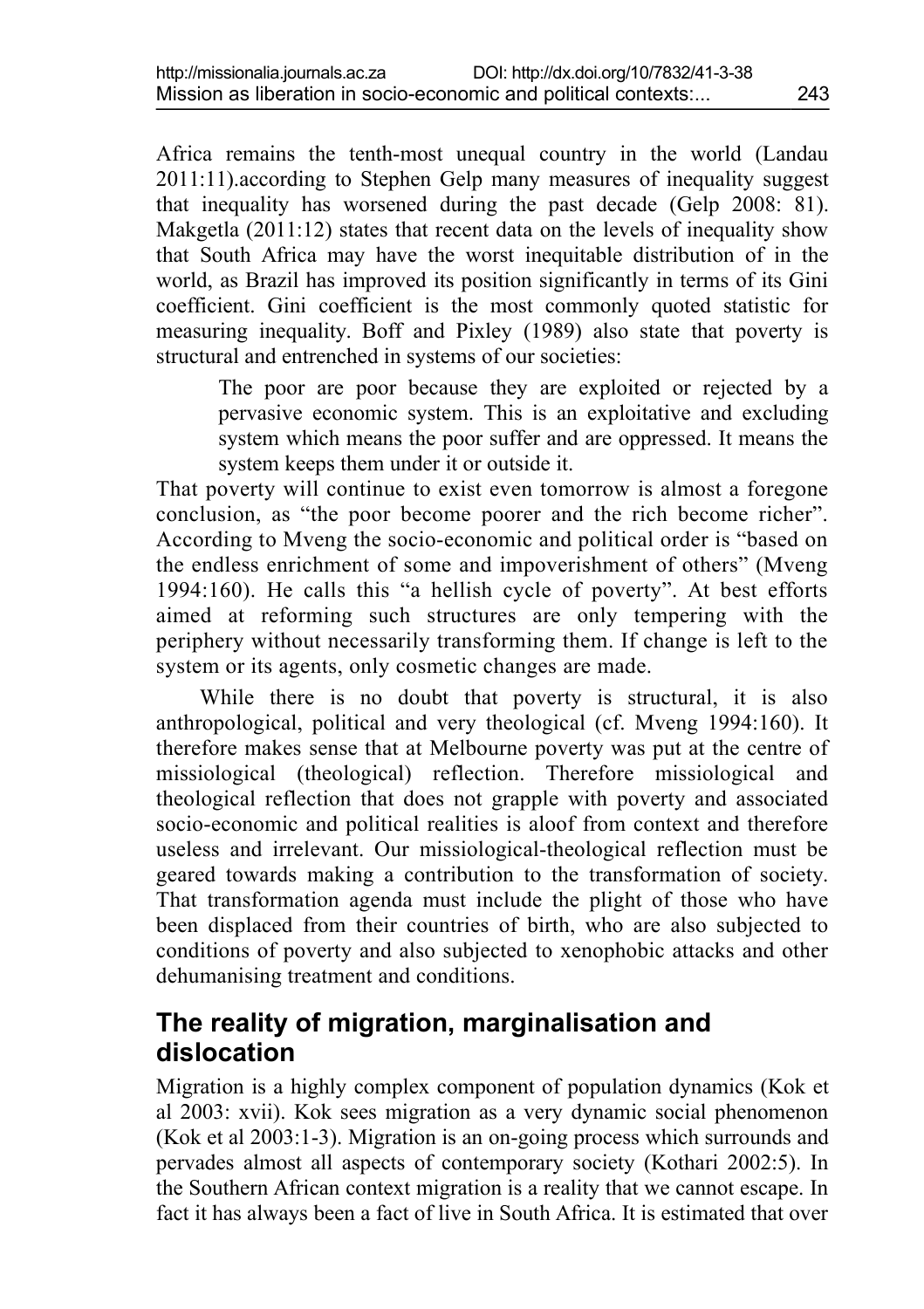Africa remains the tenth-most unequal country in the world (Landau 2011:11).according to Stephen Gelp many measures of inequality suggest that inequality has worsened during the past decade (Gelp 2008: 81). Makgetla (2011:12) states that recent data on the levels of inequality show that South Africa may have the worst inequitable distribution of in the world, as Brazil has improved its position significantly in terms of its Gini coefficient. Gini coefficient is the most commonly quoted statistic for measuring inequality. Boff and Pixley (1989) also state that poverty is structural and entrenched in systems of our societies:

> The poor are poor because they are exploited or rejected by a pervasive economic system. This is an exploitative and excluding system which means the poor suffer and are oppressed. It means the system keeps them under it or outside it.

That poverty will continue to exist even tomorrow is almost a foregone conclusion, as "the poor become poorer and the rich become richer". According to Mveng the socio-economic and political order is "based on the endless enrichment of some and impoverishment of others" (Mveng 1994:160). He calls this "a hellish cycle of poverty". At best efforts aimed at reforming such structures are only tempering with the periphery without necessarily transforming them. If change is left to the system or its agents, only cosmetic changes are made.

While there is no doubt that poverty is structural, it is also anthropological, political and very theological (cf. Mveng 1994:160). It therefore makes sense that at Melbourne poverty was put at the centre of missiological (theological) reflection. Therefore missiological and theological reflection that does not grapple with poverty and associated socio-economic and political realities is aloof from context and therefore useless and irrelevant. Our missiological-theological reflection must be geared towards making a contribution to the transformation of society. That transformation agenda must include the plight of those who have been displaced from their countries of birth, who are also subjected to conditions of poverty and also subjected to xenophobic attacks and other dehumanising treatment and conditions.

## The reality of migration, marginalisation and dislocation

Migration is a highly complex component of population dynamics (Kok et al 2003: xvii). Kok sees migration as a very dynamic social phenomenon (Kok et al 2003:1-3). Migration is an on-going process which surrounds and pervades almost all aspects of contemporary society (Kothari 2002:5). In the Southern African context migration is a reality that we cannot escape. In fact it has always been a fact of live in South Africa. It is estimated that over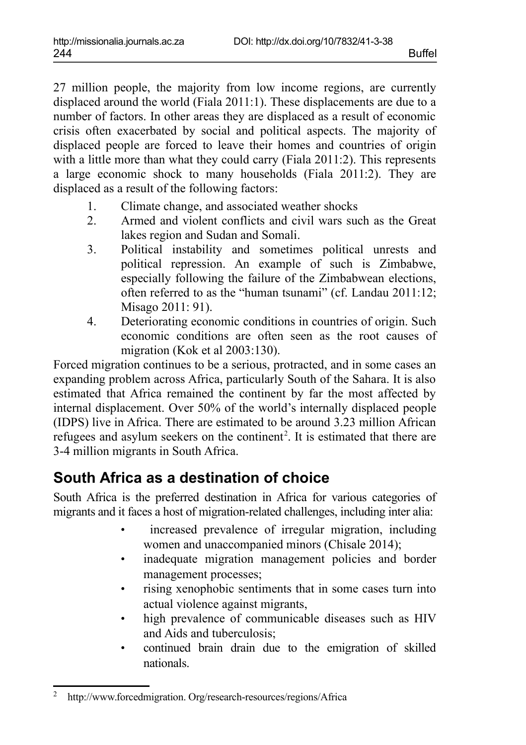27 million people, the majority from low income regions, are currently displaced around the world (Fiala 2011:1). These displacements are due to a number of factors. In other areas they are displaced as a result of economic crisis often exacerbated by social and political aspects. The majority of displaced people are forced to leave their homes and countries of origin with a little more than what they could carry (Fiala 2011:2). This represents a large economic shock to many households (Fiala 2011:2). They are displaced as a result of the following factors:

1. Climate change, and associated weather shocks
2. Armed and violent conflicts and civil wars such as the Great lakes region and Sudan and Somali.
3. Political instability and sometimes political unrests and political repression. An example of such is Zimbabwe, especially following the failure of the Zimbabwean elections, often referred to as the "human tsunami" (cf. Landau 2011:12; Misago 2011: 91).
4. Deteriorating economic conditions in countries of origin. Such economic conditions are often seen as the root causes of migration (Kok et al 2003:130).

Forced migration continues to be a serious, protracted, and in some cases an expanding problem across Africa, particularly South of the Sahara. It is also estimated that Africa remained the continent by far the most affected by internal displacement. Over 50% of the world's internally displaced people (IDPS) live in Africa. There are estimated to be around 3.23 million African refugees and asylum seekers on the continent[2]. It is estimated that there are 3-4 million migrants in South Africa.

## South Africa as a destination of choice

South Africa is the preferred destination in Africa for various categories of migrants and it faces a host of migration-related challenges, including inter alia:

- increased prevalence of irregular migration, including women and unaccompanied minors (Chisale 2014);
- inadequate migration management policies and border management processes;
- rising xenophobic sentiments that in some cases turn into actual violence against migrants,
- high prevalence of communicable diseases such as HIV and Aids and tuberculosis;
- continued brain drain due to the emigration of skilled nationals.

---

[2] http://www.forcedmigration. Org/research-resources/regions/Africa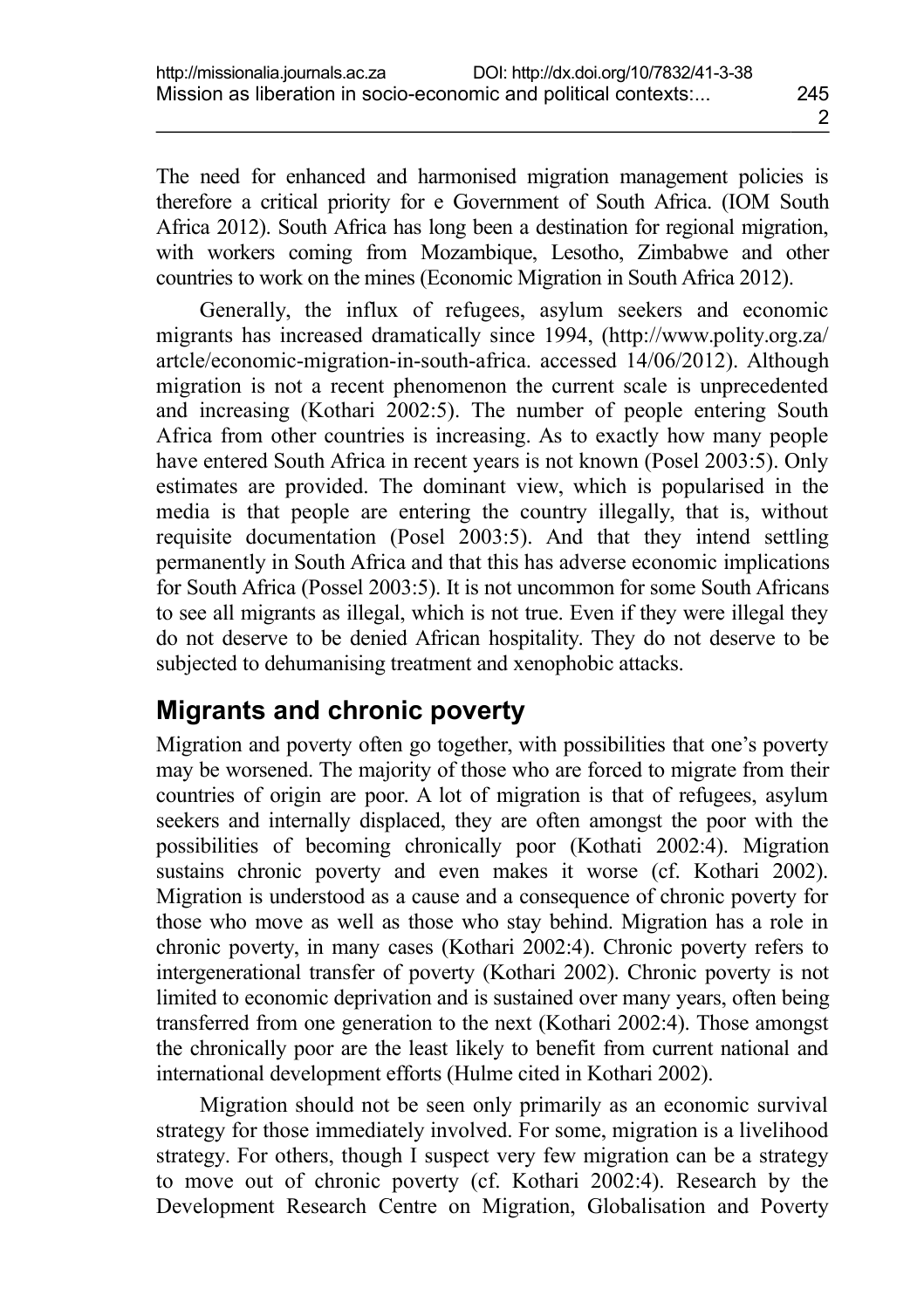The need for enhanced and harmonised migration management policies is therefore a critical priority for e Government of South Africa. (IOM South Africa 2012). South Africa has long been a destination for regional migration, with workers coming from Mozambique, Lesotho, Zimbabwe and other countries to work on the mines (Economic Migration in South Africa 2012).

Generally, the influx of refugees, asylum seekers and economic migrants has increased dramatically since 1994, (http://www.polity.org.za/artcle/economic-migration-in-south-africa. accessed 14/06/2012). Although migration is not a recent phenomenon the current scale is unprecedented and increasing (Kothari 2002:5). The number of people entering South Africa from other countries is increasing. As to exactly how many people have entered South Africa in recent years is not known (Posel 2003:5). Only estimates are provided. The dominant view, which is popularised in the media is that people are entering the country illegally, that is, without requisite documentation (Posel 2003:5). And that they intend settling permanently in South Africa and that this has adverse economic implications for South Africa (Possel 2003:5). It is not uncommon for some South Africans to see all migrants as illegal, which is not true. Even if they were illegal they do not deserve to be denied African hospitality. They do not deserve to be subjected to dehumanising treatment and xenophobic attacks.

## Migrants and chronic poverty

Migration and poverty often go together, with possibilities that one's poverty may be worsened. The majority of those who are forced to migrate from their countries of origin are poor. A lot of migration is that of refugees, asylum seekers and internally displaced, they are often amongst the poor with the possibilities of becoming chronically poor (Kothati 2002:4). Migration sustains chronic poverty and even makes it worse (cf. Kothari 2002). Migration is understood as a cause and a consequence of chronic poverty for those who move as well as those who stay behind. Migration has a role in chronic poverty, in many cases (Kothari 2002:4). Chronic poverty refers to intergenerational transfer of poverty (Kothari 2002). Chronic poverty is not limited to economic deprivation and is sustained over many years, often being transferred from one generation to the next (Kothari 2002:4). Those amongst the chronically poor are the least likely to benefit from current national and international development efforts (Hulme cited in Kothari 2002).

Migration should not be seen only primarily as an economic survival strategy for those immediately involved. For some, migration is a livelihood strategy. For others, though I suspect very few migration can be a strategy to move out of chronic poverty (cf. Kothari 2002:4). Research by the Development Research Centre on Migration, Globalisation and Poverty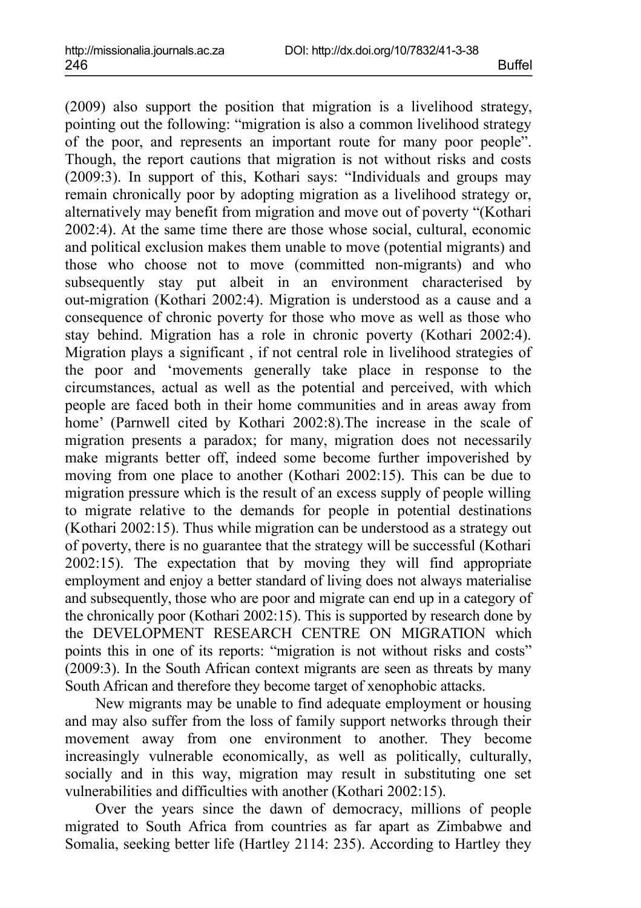(2009) also support the position that migration is a livelihood strategy, pointing out the following: "migration is also a common livelihood strategy of the poor, and represents an important route for many poor people". Though, the report cautions that migration is not without risks and costs (2009:3). In support of this, Kothari says: "Individuals and groups may remain chronically poor by adopting migration as a livelihood strategy or, alternatively may benefit from migration and move out of poverty "(Kothari 2002:4). At the same time there are those whose social, cultural, economic and political exclusion makes them unable to move (potential migrants) and those who choose not to move (committed non-migrants) and who subsequently stay put albeit in an environment characterised by out-migration (Kothari 2002:4). Migration is understood as a cause and a consequence of chronic poverty for those who move as well as those who stay behind. Migration has a role in chronic poverty (Kothari 2002:4). Migration plays a significant , if not central role in livelihood strategies of the poor and 'movements generally take place in response to the circumstances, actual as well as the potential and perceived, with which people are faced both in their home communities and in areas away from home' (Parnwell cited by Kothari 2002:8).The increase in the scale of migration presents a paradox; for many, migration does not necessarily make migrants better off, indeed some become further impoverished by moving from one place to another (Kothari 2002:15). This can be due to migration pressure which is the result of an excess supply of people willing to migrate relative to the demands for people in potential destinations (Kothari 2002:15). Thus while migration can be understood as a strategy out of poverty, there is no guarantee that the strategy will be successful (Kothari 2002:15). The expectation that by moving they will find appropriate employment and enjoy a better standard of living does not always materialise and subsequently, those who are poor and migrate can end up in a category of the chronically poor (Kothari 2002:15). This is supported by research done by the DEVELOPMENT RESEARCH CENTRE ON MIGRATION which points this in one of its reports: "migration is not without risks and costs" (2009:3). In the South African context migrants are seen as threats by many South African and therefore they become target of xenophobic attacks.

New migrants may be unable to find adequate employment or housing and may also suffer from the loss of family support networks through their movement away from one environment to another. They become increasingly vulnerable economically, as well as politically, culturally, socially and in this way, migration may result in substituting one set vulnerabilities and difficulties with another (Kothari 2002:15).

Over the years since the dawn of democracy, millions of people migrated to South Africa from countries as far apart as Zimbabwe and Somalia, seeking better life (Hartley 2114: 235). According to Hartley they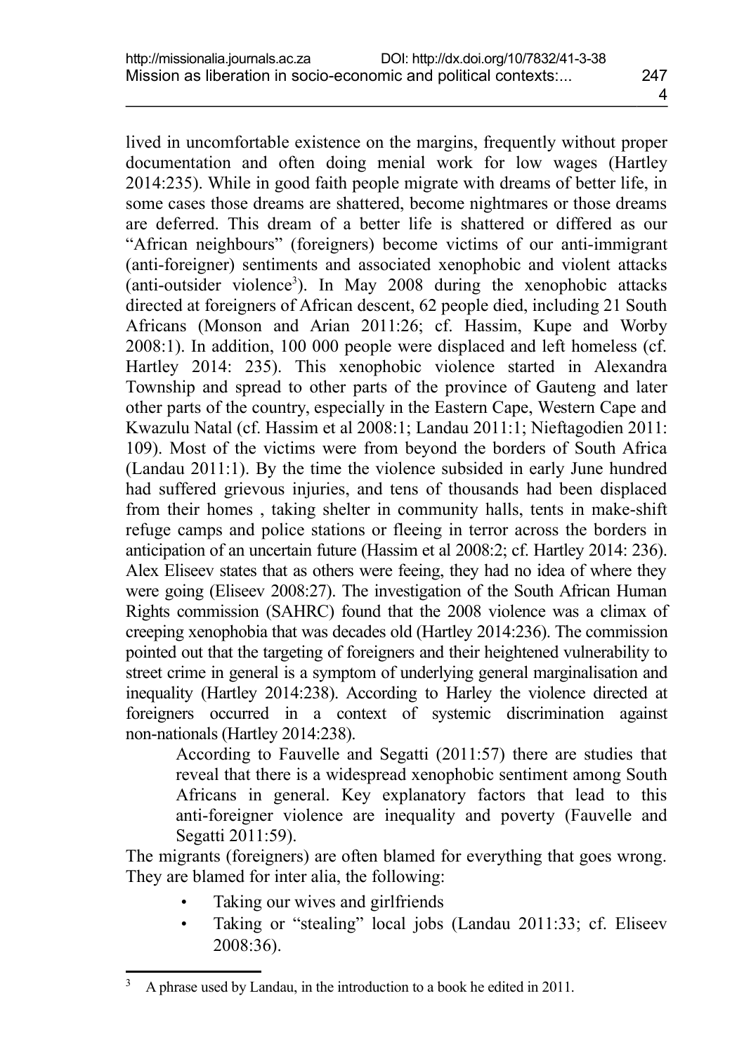lived in uncomfortable existence on the margins, frequently without proper documentation and often doing menial work for low wages (Hartley 2014:235). While in good faith people migrate with dreams of better life, in some cases those dreams are shattered, become nightmares or those dreams are deferred. This dream of a better life is shattered or differed as our "African neighbours" (foreigners) become victims of our anti-immigrant (anti-foreigner) sentiments and associated xenophobic and violent attacks (anti-outsider violence[3]). In May 2008 during the xenophobic attacks directed at foreigners of African descent, 62 people died, including 21 South Africans (Monson and Arian 2011:26; cf. Hassim, Kupe and Worby 2008:1). In addition, 100 000 people were displaced and left homeless (cf. Hartley 2014: 235). This xenophobic violence started in Alexandra Township and spread to other parts of the province of Gauteng and later other parts of the country, especially in the Eastern Cape, Western Cape and Kwazulu Natal (cf. Hassim et al 2008:1; Landau 2011:1; Nieftagodien 2011: 109). Most of the victims were from beyond the borders of South Africa (Landau 2011:1). By the time the violence subsided in early June hundred had suffered grievous injuries, and tens of thousands had been displaced from their homes , taking shelter in community halls, tents in make-shift refuge camps and police stations or fleeing in terror across the borders in anticipation of an uncertain future (Hassim et al 2008:2; cf. Hartley 2014: 236). Alex Eliseev states that as others were feeing, they had no idea of where they were going (Eliseev 2008:27). The investigation of the South African Human Rights commission (SAHRC) found that the 2008 violence was a climax of creeping xenophobia that was decades old (Hartley 2014:236). The commission pointed out that the targeting of foreigners and their heightened vulnerability to street crime in general is a symptom of underlying general marginalisation and inequality (Hartley 2014:238). According to Harley the violence directed at foreigners occurred in a context of systemic discrimination against non-nationals (Hartley 2014:238).

> According to Fauvelle and Segatti (2011:57) there are studies that reveal that there is a widespread xenophobic sentiment among South Africans in general. Key explanatory factors that lead to this anti-foreigner violence are inequality and poverty (Fauvelle and Segatti 2011:59).

The migrants (foreigners) are often blamed for everything that goes wrong. They are blamed for inter alia, the following:

- Taking our wives and girlfriends
- Taking or "stealing" local jobs (Landau 2011:33; cf. Eliseev 2008:36).

[3] A phrase used by Landau, in the introduction to a book he edited in 2011.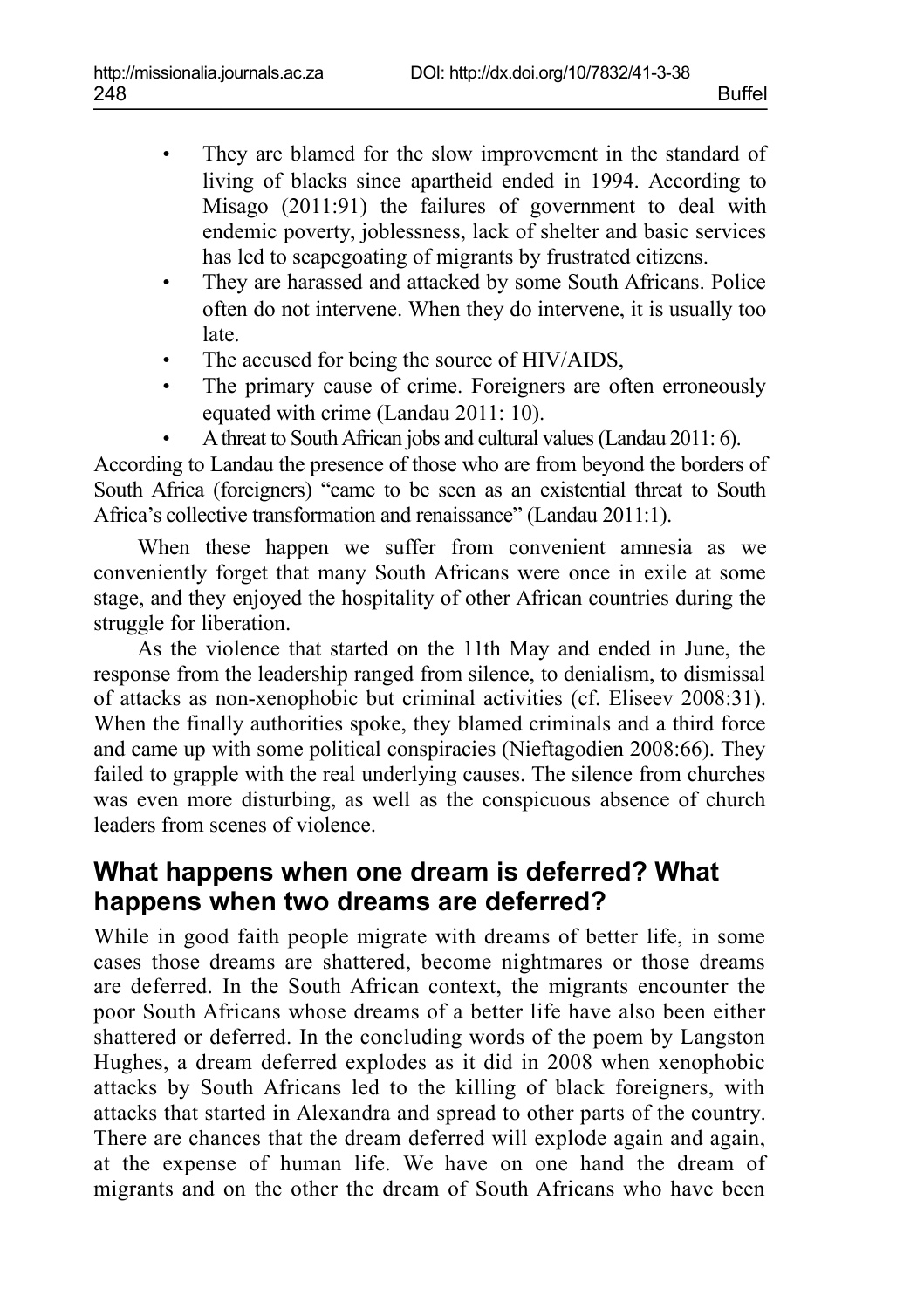- They are blamed for the slow improvement in the standard of living of blacks since apartheid ended in 1994. According to Misago (2011:91) the failures of government to deal with endemic poverty, joblessness, lack of shelter and basic services has led to scapegoating of migrants by frustrated citizens.
- They are harassed and attacked by some South Africans. Police often do not intervene. When they do intervene, it is usually too late.
- The accused for being the source of HIV/AIDS,
- The primary cause of crime. Foreigners are often erroneously equated with crime (Landau 2011: 10).
- A threat to South African jobs and cultural values (Landau 2011: 6).

According to Landau the presence of those who are from beyond the borders of South Africa (foreigners) "came to be seen as an existential threat to South Africa's collective transformation and renaissance" (Landau 2011:1).

When these happen we suffer from convenient amnesia as we conveniently forget that many South Africans were once in exile at some stage, and they enjoyed the hospitality of other African countries during the struggle for liberation.

As the violence that started on the 11th May and ended in June, the response from the leadership ranged from silence, to denialism, to dismissal of attacks as non-xenophobic but criminal activities (cf. Eliseev 2008:31). When the finally authorities spoke, they blamed criminals and a third force and came up with some political conspiracies (Nieftagodien 2008:66). They failed to grapple with the real underlying causes. The silence from churches was even more disturbing, as well as the conspicuous absence of church leaders from scenes of violence.

## What happens when one dream is deferred? What happens when two dreams are deferred?

While in good faith people migrate with dreams of better life, in some cases those dreams are shattered, become nightmares or those dreams are deferred. In the South African context, the migrants encounter the poor South Africans whose dreams of a better life have also been either shattered or deferred. In the concluding words of the poem by Langston Hughes, a dream deferred explodes as it did in 2008 when xenophobic attacks by South Africans led to the killing of black foreigners, with attacks that started in Alexandra and spread to other parts of the country. There are chances that the dream deferred will explode again and again, at the expense of human life. We have on one hand the dream of migrants and on the other the dream of South Africans who have been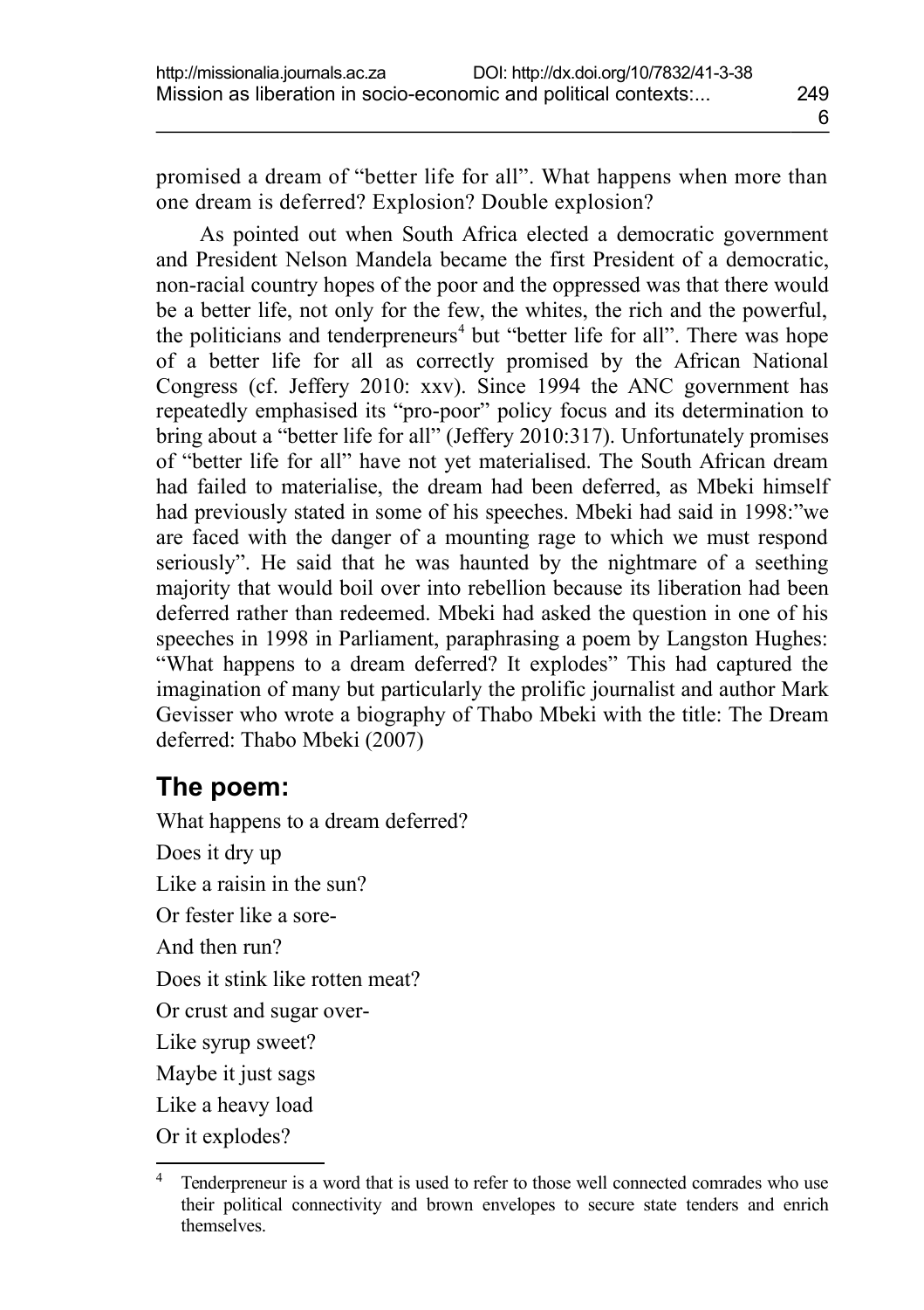promised a dream of "better life for all". What happens when more than one dream is deferred? Explosion? Double explosion?

As pointed out when South Africa elected a democratic government and President Nelson Mandela became the first President of a democratic, non-racial country hopes of the poor and the oppressed was that there would be a better life, not only for the few, the whites, the rich and the powerful, the politicians and tenderpreneurs[4] but "better life for all". There was hope of a better life for all as correctly promised by the African National Congress (cf. Jeffery 2010: xxv). Since 1994 the ANC government has repeatedly emphasised its "pro-poor" policy focus and its determination to bring about a "better life for all" (Jeffery 2010:317). Unfortunately promises of "better life for all" have not yet materialised. The South African dream had failed to materialise, the dream had been deferred, as Mbeki himself had previously stated in some of his speeches. Mbeki had said in 1998:"we are faced with the danger of a mounting rage to which we must respond seriously". He said that he was haunted by the nightmare of a seething majority that would boil over into rebellion because its liberation had been deferred rather than redeemed. Mbeki had asked the question in one of his speeches in 1998 in Parliament, paraphrasing a poem by Langston Hughes: "What happens to a dream deferred? It explodes" This had captured the imagination of many but particularly the prolific journalist and author Mark Gevisser who wrote a biography of Thabo Mbeki with the title: The Dream deferred: Thabo Mbeki (2007)

## The poem:

What happens to a dream deferred?

Does it dry up

Like a raisin in the sun?

Or fester like a sore-

And then run?

Does it stink like rotten meat?

Or crust and sugar over-

Like syrup sweet?

Maybe it just sags

Like a heavy load

Or it explodes?

---

[4] Tenderpreneur is a word that is used to refer to those well connected comrades who use their political connectivity and brown envelopes to secure state tenders and enrich themselves.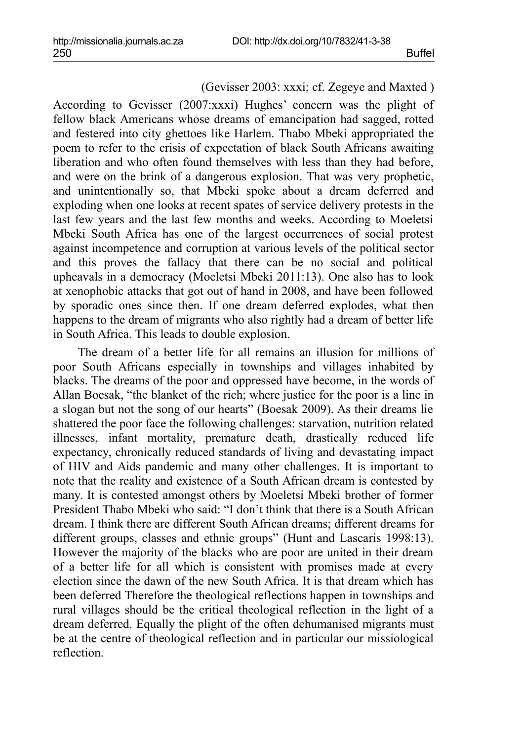(Gevisser 2003: xxxi; cf. Zegeye and Maxted )

According to Gevisser (2007:xxxi) Hughes' concern was the plight of fellow black Americans whose dreams of emancipation had sagged, rotted and festered into city ghettoes like Harlem. Thabo Mbeki appropriated the poem to refer to the crisis of expectation of black South Africans awaiting liberation and who often found themselves with less than they had before, and were on the brink of a dangerous explosion. That was very prophetic, and unintentionally so, that Mbeki spoke about a dream deferred and exploding when one looks at recent spates of service delivery protests in the last few years and the last few months and weeks. According to Moeletsi Mbeki South Africa has one of the largest occurrences of social protest against incompetence and corruption at various levels of the political sector and this proves the fallacy that there can be no social and political upheavals in a democracy (Moeletsi Mbeki 2011:13). One also has to look at xenophobic attacks that got out of hand in 2008, and have been followed by sporadic ones since then. If one dream deferred explodes, what then happens to the dream of migrants who also rightly had a dream of better life in South Africa. This leads to double explosion.

The dream of a better life for all remains an illusion for millions of poor South Africans especially in townships and villages inhabited by blacks. The dreams of the poor and oppressed have become, in the words of Allan Boesak, "the blanket of the rich; where justice for the poor is a line in a slogan but not the song of our hearts" (Boesak 2009). As their dreams lie shattered the poor face the following challenges: starvation, nutrition related illnesses, infant mortality, premature death, drastically reduced life expectancy, chronically reduced standards of living and devastating impact of HIV and Aids pandemic and many other challenges. It is important to note that the reality and existence of a South African dream is contested by many. It is contested amongst others by Moeletsi Mbeki brother of former President Thabo Mbeki who said: "I don't think that there is a South African dream. I think there are different South African dreams; different dreams for different groups, classes and ethnic groups" (Hunt and Lascaris 1998:13). However the majority of the blacks who are poor are united in their dream of a better life for all which is consistent with promises made at every election since the dawn of the new South Africa. It is that dream which has been deferred Therefore the theological reflections happen in townships and rural villages should be the critical theological reflection in the light of a dream deferred. Equally the plight of the often dehumanised migrants must be at the centre of theological reflection and in particular our missiological reflection.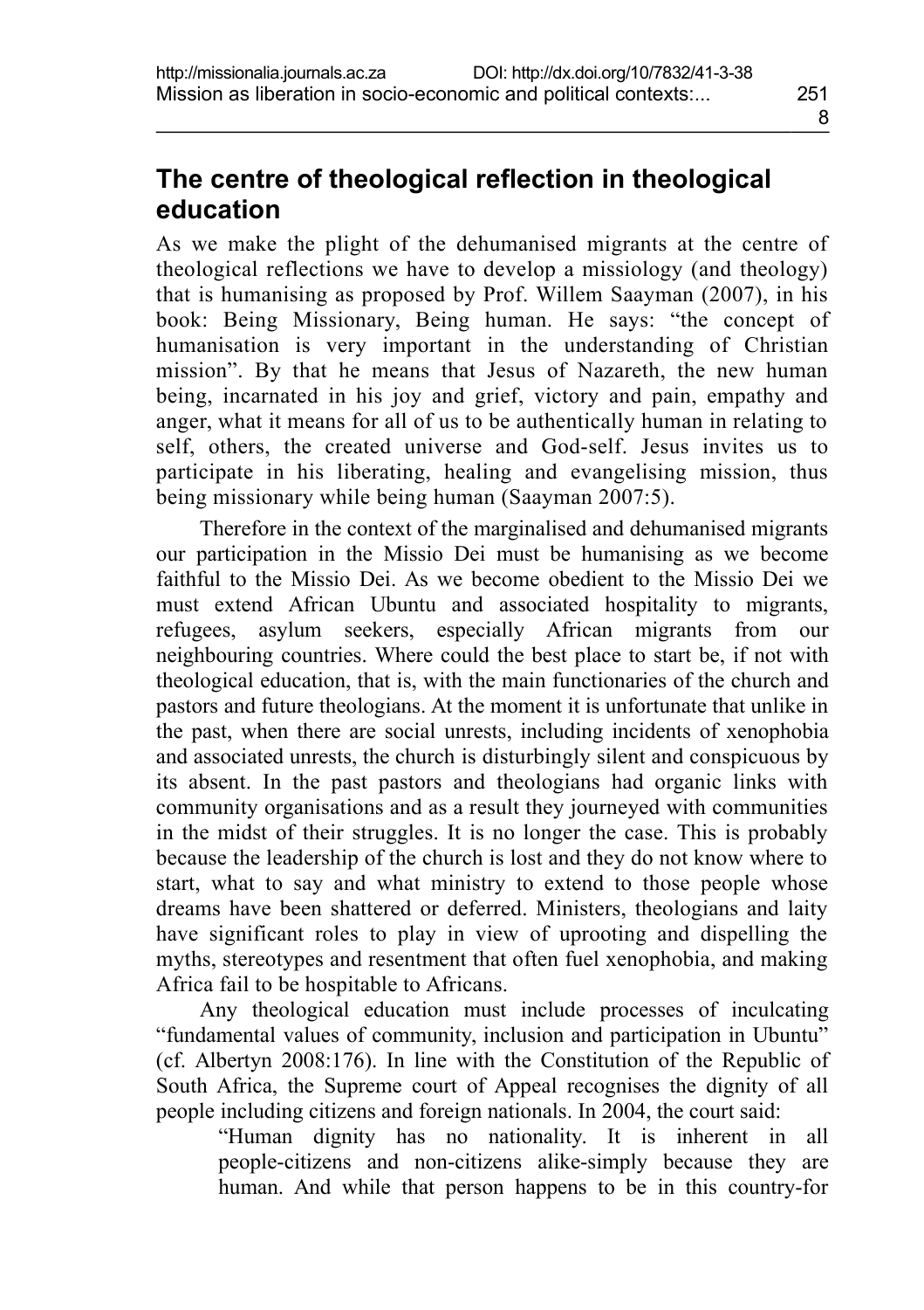## The centre of theological reflection in theological education

As we make the plight of the dehumanised migrants at the centre of theological reflections we have to develop a missiology (and theology) that is humanising as proposed by Prof. Willem Saayman (2007), in his book: Being Missionary, Being human. He says: "the concept of humanisation is very important in the understanding of Christian mission". By that he means that Jesus of Nazareth, the new human being, incarnated in his joy and grief, victory and pain, empathy and anger, what it means for all of us to be authentically human in relating to self, others, the created universe and God-self. Jesus invites us to participate in his liberating, healing and evangelising mission, thus being missionary while being human (Saayman 2007:5).

Therefore in the context of the marginalised and dehumanised migrants our participation in the Missio Dei must be humanising as we become faithful to the Missio Dei. As we become obedient to the Missio Dei we must extend African Ubuntu and associated hospitality to migrants, refugees, asylum seekers, especially African migrants from our neighbouring countries. Where could the best place to start be, if not with theological education, that is, with the main functionaries of the church and pastors and future theologians. At the moment it is unfortunate that unlike in the past, when there are social unrests, including incidents of xenophobia and associated unrests, the church is disturbingly silent and conspicuous by its absent. In the past pastors and theologians had organic links with community organisations and as a result they journeyed with communities in the midst of their struggles. It is no longer the case. This is probably because the leadership of the church is lost and they do not know where to start, what to say and what ministry to extend to those people whose dreams have been shattered or deferred. Ministers, theologians and laity have significant roles to play in view of uprooting and dispelling the myths, stereotypes and resentment that often fuel xenophobia, and making Africa fail to be hospitable to Africans.

Any theological education must include processes of inculcating "fundamental values of community, inclusion and participation in Ubuntu" (cf. Albertyn 2008:176). In line with the Constitution of the Republic of South Africa, the Supreme court of Appeal recognises the dignity of all people including citizens and foreign nationals. In 2004, the court said:

> "Human dignity has no nationality. It is inherent in all people-citizens and non-citizens alike-simply because they are human. And while that person happens to be in this country-for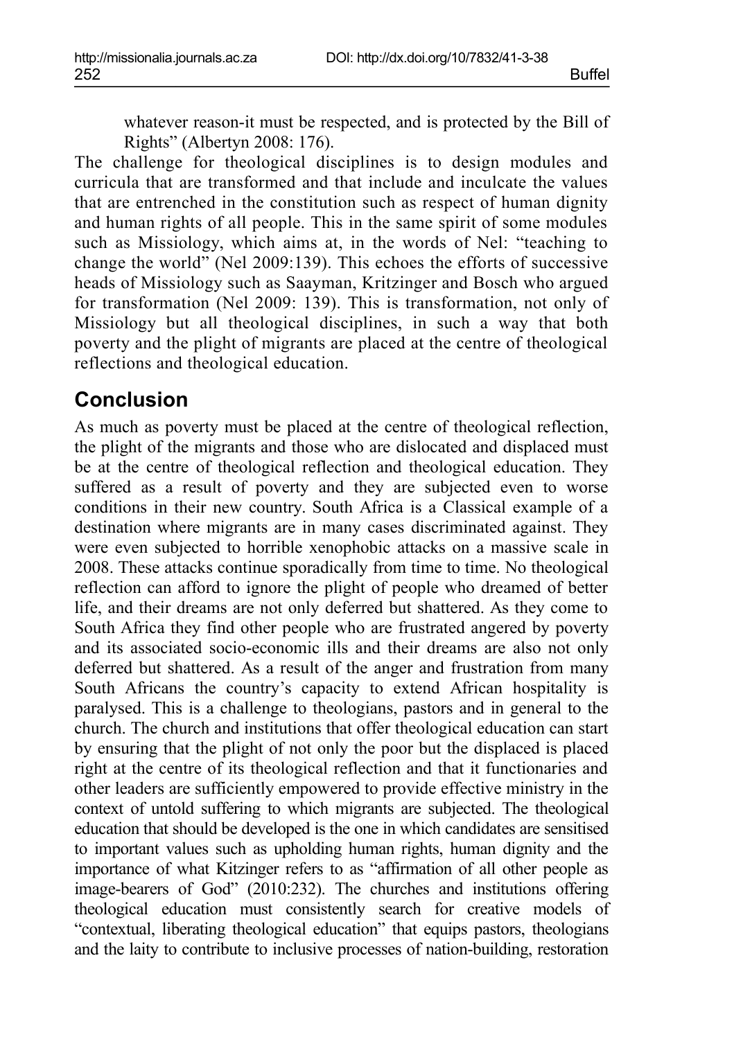whatever reason-it must be respected, and is protected by the Bill of Rights" (Albertyn 2008: 176).

The challenge for theological disciplines is to design modules and curricula that are transformed and that include and inculcate the values that are entrenched in the constitution such as respect of human dignity and human rights of all people. This in the same spirit of some modules such as Missiology, which aims at, in the words of Nel: "teaching to change the world" (Nel 2009:139). This echoes the efforts of successive heads of Missiology such as Saayman, Kritzinger and Bosch who argued for transformation (Nel 2009: 139). This is transformation, not only of Missiology but all theological disciplines, in such a way that both poverty and the plight of migrants are placed at the centre of theological reflections and theological education.

## Conclusion

As much as poverty must be placed at the centre of theological reflection, the plight of the migrants and those who are dislocated and displaced must be at the centre of theological reflection and theological education. They suffered as a result of poverty and they are subjected even to worse conditions in their new country. South Africa is a Classical example of a destination where migrants are in many cases discriminated against. They were even subjected to horrible xenophobic attacks on a massive scale in 2008. These attacks continue sporadically from time to time. No theological reflection can afford to ignore the plight of people who dreamed of better life, and their dreams are not only deferred but shattered. As they come to South Africa they find other people who are frustrated angered by poverty and its associated socio-economic ills and their dreams are also not only deferred but shattered. As a result of the anger and frustration from many South Africans the country's capacity to extend African hospitality is paralysed. This is a challenge to theologians, pastors and in general to the church. The church and institutions that offer theological education can start by ensuring that the plight of not only the poor but the displaced is placed right at the centre of its theological reflection and that it functionaries and other leaders are sufficiently empowered to provide effective ministry in the context of untold suffering to which migrants are subjected. The theological education that should be developed is the one in which candidates are sensitised to important values such as upholding human rights, human dignity and the importance of what Kitzinger refers to as "affirmation of all other people as image-bearers of God" (2010:232). The churches and institutions offering theological education must consistently search for creative models of "contextual, liberating theological education" that equips pastors, theologians and the laity to contribute to inclusive processes of nation-building, restoration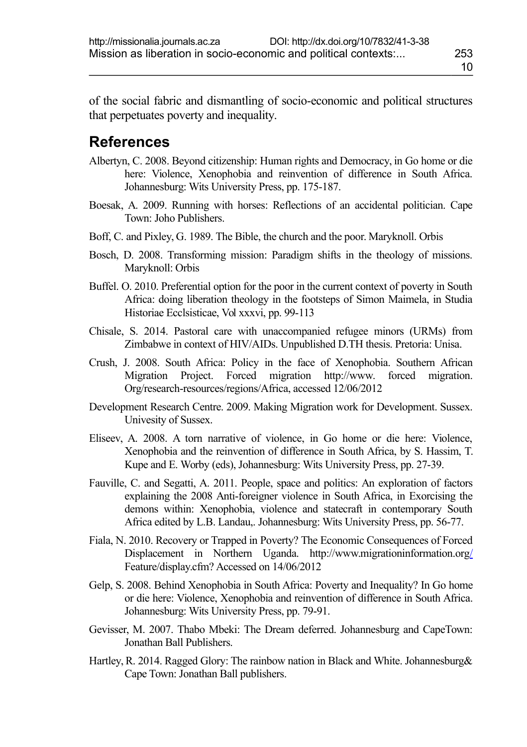of the social fabric and dismantling of socio-economic and political structures that perpetuates poverty and inequality.

## References

Albertyn, C. 2008. Beyond citizenship: Human rights and Democracy, in Go home or die here: Violence, Xenophobia and reinvention of difference in South Africa. Johannesburg: Wits University Press, pp. 175-187.

Boesak, A. 2009. Running with horses: Reflections of an accidental politician. Cape Town: Joho Publishers.

Boff, C. and Pixley, G. 1989. The Bible, the church and the poor. Maryknoll. Orbis

Bosch, D. 2008. Transforming mission: Paradigm shifts in the theology of missions. Maryknoll: Orbis

Buffel. O. 2010. Preferential option for the poor in the current context of poverty in South Africa: doing liberation theology in the footsteps of Simon Maimela, in Studia Historiae Ecclsisticae, Vol xxxvi, pp. 99-113

Chisale, S. 2014. Pastoral care with unaccompanied refugee minors (URMs) from Zimbabwe in context of HIV/AIDs. Unpublished D.TH thesis. Pretoria: Unisa.

Crush, J. 2008. South Africa: Policy in the face of Xenophobia. Southern African Migration Project. Forced migration http://www. forced migration. Org/research-resources/regions/Africa, accessed 12/06/2012

Development Research Centre. 2009. Making Migration work for Development. Sussex. Univesity of Sussex.

Eliseev, A. 2008. A torn narrative of violence, in Go home or die here: Violence, Xenophobia and the reinvention of difference in South Africa, by S. Hassim, T. Kupe and E. Worby (eds), Johannesburg: Wits University Press, pp. 27-39.

Fauville, C. and Segatti, A. 2011. People, space and politics: An exploration of factors explaining the 2008 Anti-foreigner violence in South Africa, in Exorcising the demons within: Xenophobia, violence and statecraft in contemporary South Africa edited by L.B. Landau,. Johannesburg: Wits University Press, pp. 56-77.

Fiala, N. 2010. Recovery or Trapped in Poverty? The Economic Consequences of Forced Displacement in Northern Uganda. http://www.migrationinformation.org/ Feature/display.cfm? Accessed on 14/06/2012

Gelp, S. 2008. Behind Xenophobia in South Africa: Poverty and Inequality? In Go home or die here: Violence, Xenophobia and reinvention of difference in South Africa. Johannesburg: Wits University Press, pp. 79-91.

Gevisser, M. 2007. Thabo Mbeki: The Dream deferred. Johannesburg and CapeTown: Jonathan Ball Publishers.

Hartley, R. 2014. Ragged Glory: The rainbow nation in Black and White. Johannesburg& Cape Town: Jonathan Ball publishers.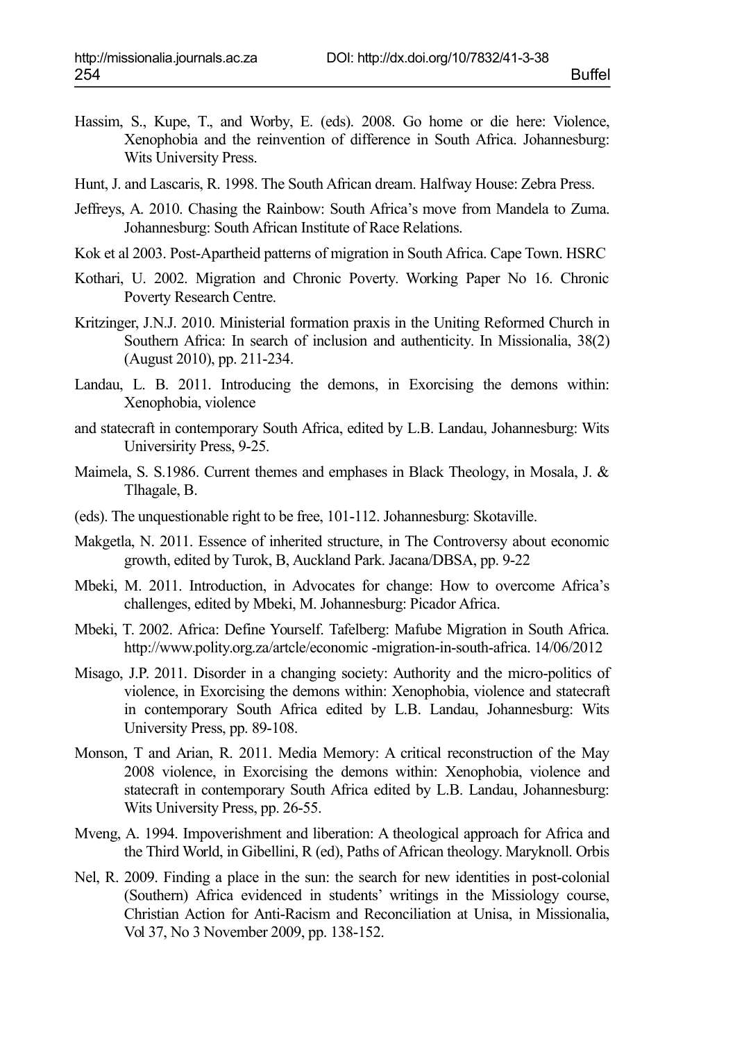Hassim, S., Kupe, T., and Worby, E. (eds). 2008. Go home or die here: Violence, Xenophobia and the reinvention of difference in South Africa. Johannesburg: Wits University Press.

Hunt, J. and Lascaris, R. 1998. The South African dream. Halfway House: Zebra Press.

Jeffreys, A. 2010. Chasing the Rainbow: South Africa's move from Mandela to Zuma. Johannesburg: South African Institute of Race Relations.

Kok et al 2003. Post-Apartheid patterns of migration in South Africa. Cape Town. HSRC

Kothari, U. 2002. Migration and Chronic Poverty. Working Paper No 16. Chronic Poverty Research Centre.

Kritzinger, J.N.J. 2010. Ministerial formation praxis in the Uniting Reformed Church in Southern Africa: In search of inclusion and authenticity. In Missionalia, 38(2) (August 2010), pp. 211-234.

Landau, L. B. 2011. Introducing the demons, in Exorcising the demons within: Xenophobia, violence

and statecraft in contemporary South Africa, edited by L.B. Landau, Johannesburg: Wits Universirity Press, 9-25.

Maimela, S. S.1986. Current themes and emphases in Black Theology, in Mosala, J. & Tlhagale, B.

(eds). The unquestionable right to be free, 101-112. Johannesburg: Skotaville.

Makgetla, N. 2011. Essence of inherited structure, in The Controversy about economic growth, edited by Turok, B, Auckland Park. Jacana/DBSA, pp. 9-22

Mbeki, M. 2011. Introduction, in Advocates for change: How to overcome Africa's challenges, edited by Mbeki, M. Johannesburg: Picador Africa.

Mbeki, T. 2002. Africa: Define Yourself. Tafelberg: Mafube Migration in South Africa. http://www.polity.org.za/artcle/economic -migration-in-south-africa. 14/06/2012

Misago, J.P. 2011. Disorder in a changing society: Authority and the micro-politics of violence, in Exorcising the demons within: Xenophobia, violence and statecraft in contemporary South Africa edited by L.B. Landau, Johannesburg: Wits University Press, pp. 89-108.

Monson, T and Arian, R. 2011. Media Memory: A critical reconstruction of the May 2008 violence, in Exorcising the demons within: Xenophobia, violence and statecraft in contemporary South Africa edited by L.B. Landau, Johannesburg: Wits University Press, pp. 26-55.

Mveng, A. 1994. Impoverishment and liberation: A theological approach for Africa and the Third World, in Gibellini, R (ed), Paths of African theology. Maryknoll. Orbis

Nel, R. 2009. Finding a place in the sun: the search for new identities in post-colonial (Southern) Africa evidenced in students' writings in the Missiology course, Christian Action for Anti-Racism and Reconciliation at Unisa, in Missionalia, Vol 37, No 3 November 2009, pp. 138-152.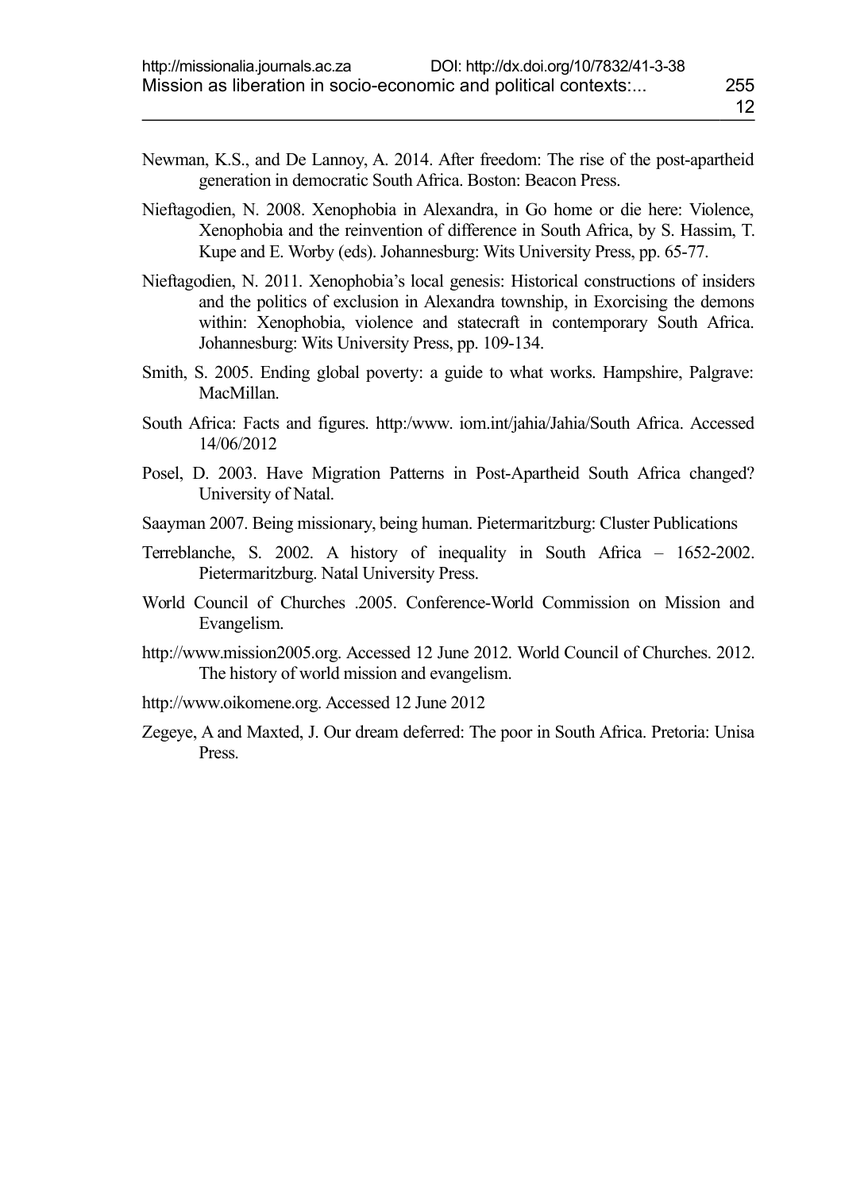Newman, K.S., and De Lannoy, A. 2014. After freedom: The rise of the post-apartheid generation in democratic South Africa. Boston: Beacon Press.

Nieftagodien, N. 2008. Xenophobia in Alexandra, in Go home or die here: Violence, Xenophobia and the reinvention of difference in South Africa, by S. Hassim, T. Kupe and E. Worby (eds). Johannesburg: Wits University Press, pp. 65-77.

Nieftagodien, N. 2011. Xenophobia's local genesis: Historical constructions of insiders and the politics of exclusion in Alexandra township, in Exorcising the demons within: Xenophobia, violence and statecraft in contemporary South Africa. Johannesburg: Wits University Press, pp. 109-134.

Smith, S. 2005. Ending global poverty: a guide to what works. Hampshire, Palgrave: MacMillan.

South Africa: Facts and figures. http:/www. iom.int/jahia/Jahia/South Africa. Accessed 14/06/2012

Posel, D. 2003. Have Migration Patterns in Post-Apartheid South Africa changed? University of Natal.

Saayman 2007. Being missionary, being human. Pietermaritzburg: Cluster Publications

Terreblanche, S. 2002. A history of inequality in South Africa – 1652-2002. Pietermaritzburg. Natal University Press.

World Council of Churches .2005. Conference-World Commission on Mission and Evangelism.

http://www.mission2005.org. Accessed 12 June 2012. World Council of Churches. 2012. The history of world mission and evangelism.

http://www.oikomene.org. Accessed 12 June 2012

Zegeye, A and Maxted, J. Our dream deferred: The poor in South Africa. Pretoria: Unisa Press.